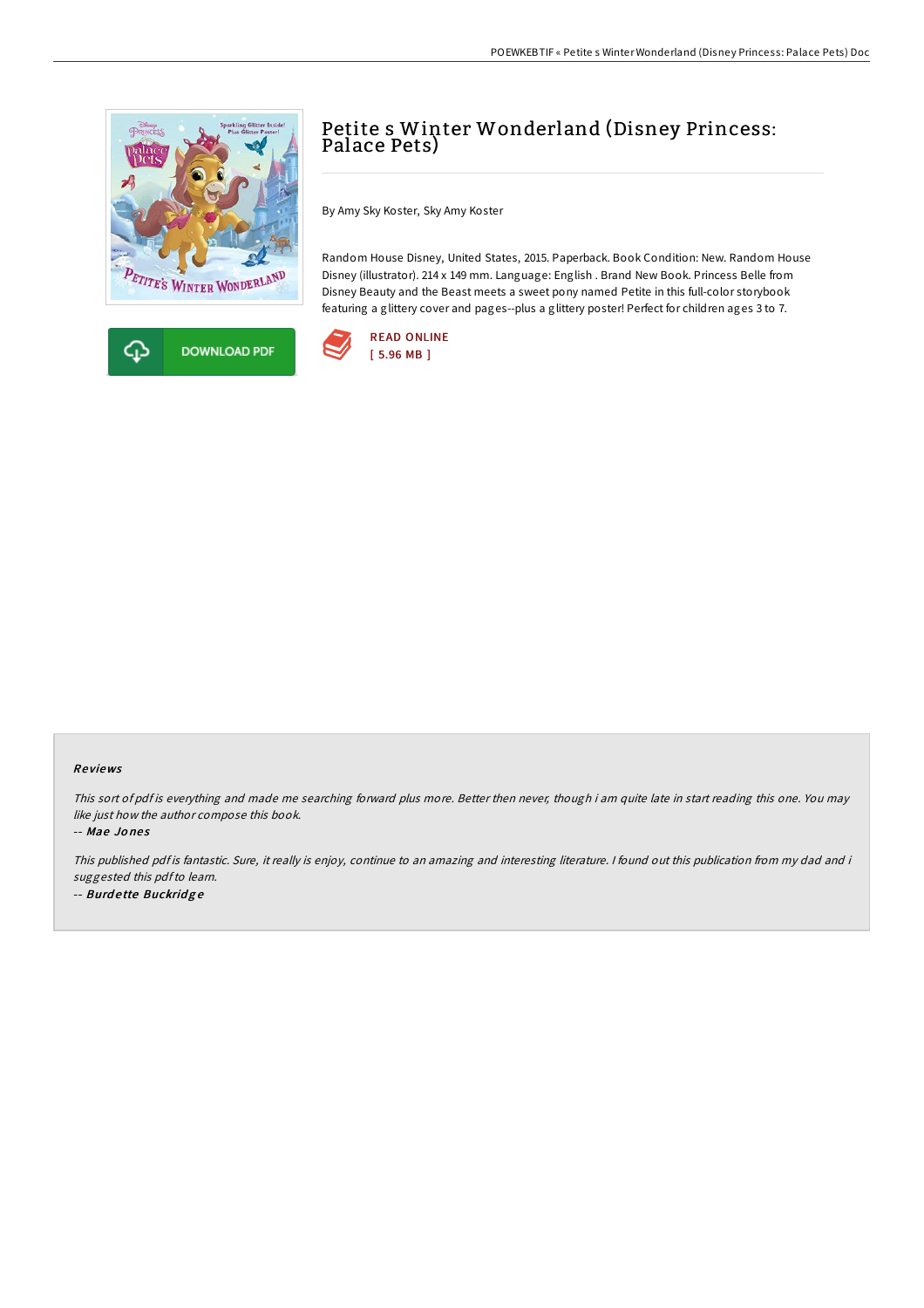# Petite s Winter Wonderland (Disney Princess: Palace Pets)

By Amy Sky Koster, Sky Amy Koster

Random House Disney, United States, 2015. Paperback. Book Condition: New. Random House Disney (illustrator). 214 x 149 mm. Language: English . Brand New Book. Princess Belle from Disney Beauty and the Beast meets a sweet pony named Petite in this full-color storybook featuring a glittery cover and pages--plus a glittery poster! Perfect for children ages 3 to 7.

DOWNLOAD PDF

READ ONLINE
[ 5.96 MB ]

### Reviews

*This sort of pdf is everything and made me searching forward plus more. Better then never, though i am quite late in start reading this one. You may like just how the author compose this book.*

-- ***Mae Jones***

*This published pdf is fantastic. Sure, it really is enjoy, continue to an amazing and interesting literature. I found out this publication from my dad and i suggested this pdf to learn.*

-- ***Burdette Buckridge***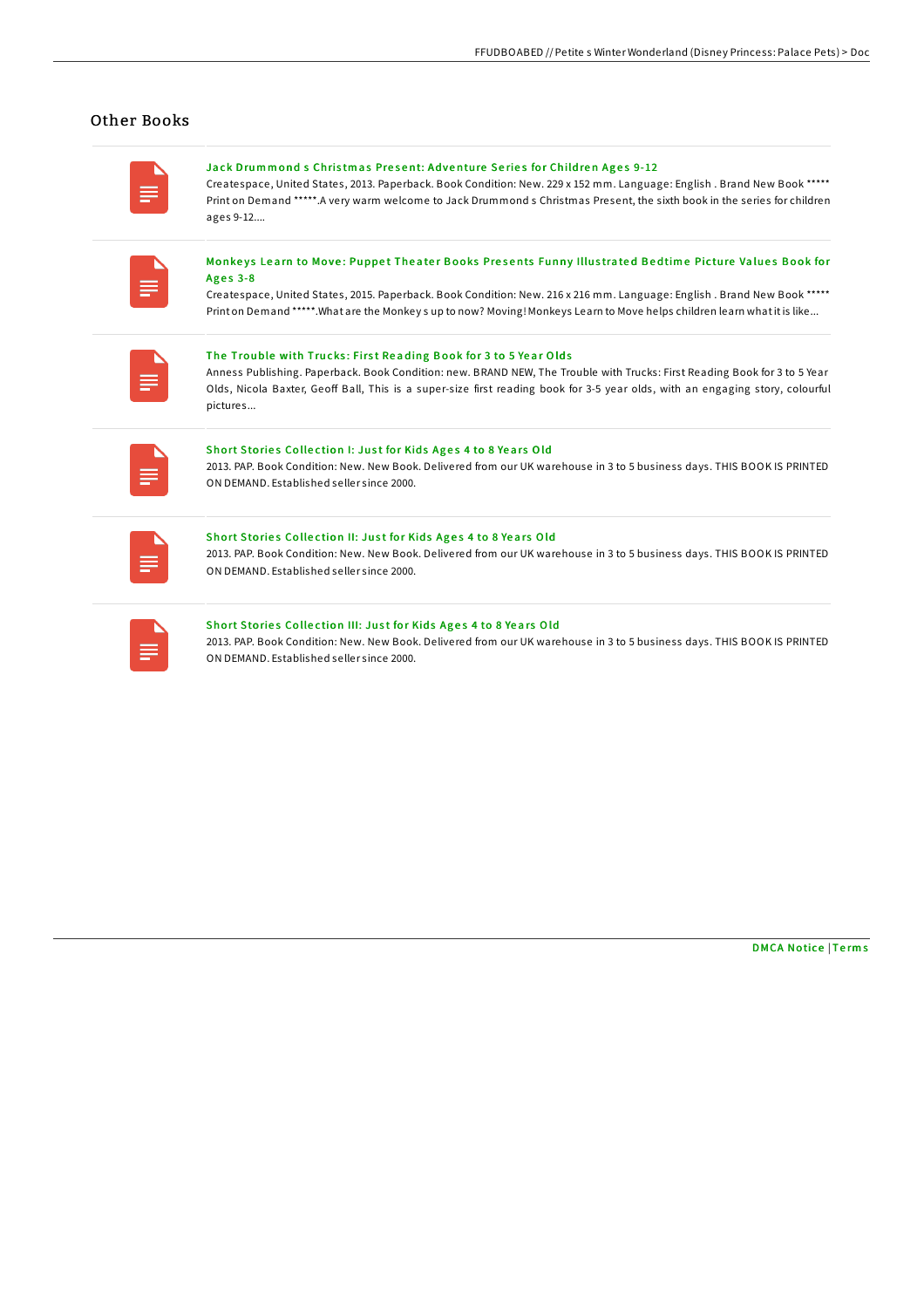## Other Books

### Jack Drummond s Christmas Present: Adventure Series for Children Ages 9-12

Createspace, United States, 2013. Paperback. Book Condition: New. 229 x 152 mm. Language: English . Brand New Book ***** Print on Demand *****.A very warm welcome to Jack Drummond s Christmas Present, the sixth book in the series for children ages 9-12....

### Monkeys Learn to Move: Puppet Theater Books Presents Funny Illustrated Bedtime Picture Values Book for Ages 3-8

Createspace, United States, 2015. Paperback. Book Condition: New. 216 x 216 mm. Language: English . Brand New Book ***** Print on Demand *****.What are the Monkey s up to now? Moving! Monkeys Learn to Move helps children learn what it is like...

### The Trouble with Trucks: First Reading Book for 3 to 5 Year Olds

Anness Publishing. Paperback. Book Condition: new. BRAND NEW, The Trouble with Trucks: First Reading Book for 3 to 5 Year Olds, Nicola Baxter, Geoff Ball, This is a super-size first reading book for 3-5 year olds, with an engaging story, colourful pictures...

### Short Stories Collection I: Just for Kids Ages 4 to 8 Years Old

2013. PAP. Book Condition: New. New Book. Delivered from our UK warehouse in 3 to 5 business days. THIS BOOK IS PRINTED ON DEMAND. Established seller since 2000.

### Short Stories Collection II: Just for Kids Ages 4 to 8 Years Old

2013. PAP. Book Condition: New. New Book. Delivered from our UK warehouse in 3 to 5 business days. THIS BOOK IS PRINTED ON DEMAND. Established seller since 2000.

### Short Stories Collection III: Just for Kids Ages 4 to 8 Years Old

2013. PAP. Book Condition: New. New Book. Delivered from our UK warehouse in 3 to 5 business days. THIS BOOK IS PRINTED ON DEMAND. Established seller since 2000.